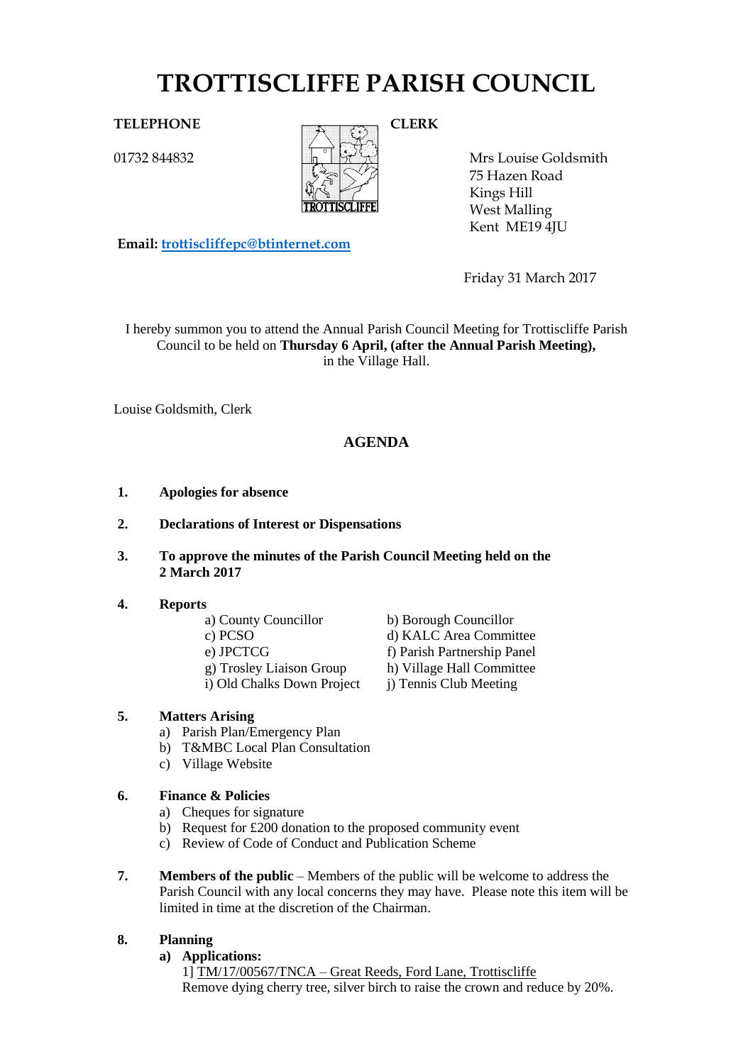# TROTTISCLIFFE PARISH COUNCIL

**TELEPHONE**

01732 844832

**CLERK**

Mrs Louise Goldsmith
75 Hazen Road
Kings Hill
West Malling
Kent ME19 4JU

**Email:** trottiscliffepc@btinternet.com

Friday 31 March 2017

I hereby summon you to attend the Annual Parish Council Meeting for Trottiscliffe Parish Council to be held on **Thursday 6 April, (after the Annual Parish Meeting),** in the Village Hall.

Louise Goldsmith, Clerk

## AGENDA

**1. Apologies for absence**

**2. Declarations of Interest or Dispensations**

**3. To approve the minutes of the Parish Council Meeting held on the 2 March 2017**

**4. Reports**

a) County Councillor
b) Borough Councillor
c) PCSO
d) KALC Area Committee
e) JPCTCG
f) Parish Partnership Panel
g) Trosley Liaison Group
h) Village Hall Committee
i) Old Chalks Down Project
j) Tennis Club Meeting

**5. Matters Arising**

a) Parish Plan/Emergency Plan
b) T&MBC Local Plan Consultation
c) Village Website

**6. Finance & Policies**

a) Cheques for signature
b) Request for £200 donation to the proposed community event
c) Review of Code of Conduct and Publication Scheme

**7. Members of the public** – Members of the public will be welcome to address the Parish Council with any local concerns they may have. Please note this item will be limited in time at the discretion of the Chairman.

**8. Planning**

**a) Applications:**

1] TM/17/00567/TNCA – Great Reeds, Ford Lane, Trottiscliffe
Remove dying cherry tree, silver birch to raise the crown and reduce by 20%.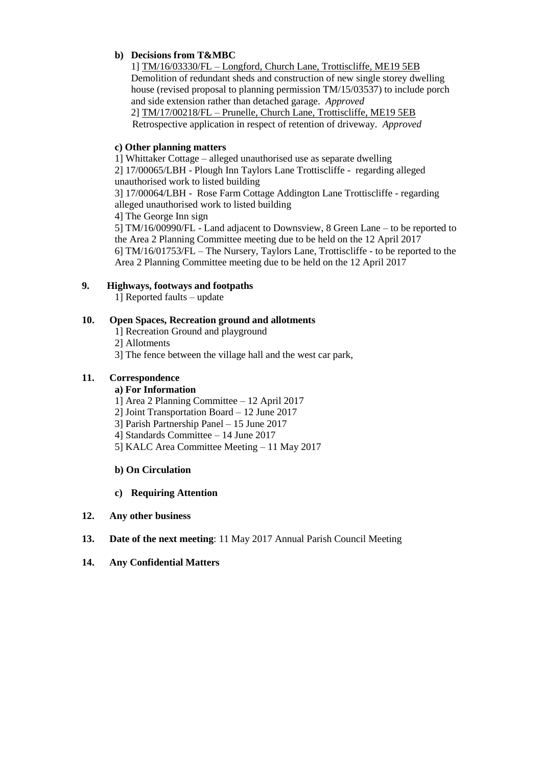**b) Decisions from T&MBC**

1] TM/16/03330/FL – Longford, Church Lane, Trottiscliffe, ME19 5EB
Demolition of redundant sheds and construction of new single storey dwelling house (revised proposal to planning permission TM/15/03537) to include porch and side extension rather than detached garage. *Approved*

2] TM/17/00218/FL – Prunelle, Church Lane, Trottiscliffe, ME19 5EB
Retrospective application in respect of retention of driveway. *Approved*

**c) Other planning matters**

1] Whittaker Cottage – alleged unauthorised use as separate dwelling

2] 17/00065/LBH - Plough Inn Taylors Lane Trottiscliffe - regarding alleged unauthorised work to listed building

3] 17/00064/LBH - Rose Farm Cottage Addington Lane Trottiscliffe - regarding alleged unauthorised work to listed building

4] The George Inn sign

5] TM/16/00990/FL - Land adjacent to Downsview, 8 Green Lane – to be reported to the Area 2 Planning Committee meeting due to be held on the 12 April 2017

6] TM/16/01753/FL – The Nursery, Taylors Lane, Trottiscliffe - to be reported to the Area 2 Planning Committee meeting due to be held on the 12 April 2017

**9. Highways, footways and footpaths**

1] Reported faults – update

**10. Open Spaces, Recreation ground and allotments**

1] Recreation Ground and playground

2] Allotments

3] The fence between the village hall and the west car park,

**11. Correspondence**

**a) For Information**

1] Area 2 Planning Committee – 12 April 2017

2] Joint Transportation Board – 12 June 2017

3] Parish Partnership Panel – 15 June 2017

4] Standards Committee – 14 June 2017

5] KALC Area Committee Meeting – 11 May 2017

**b) On Circulation**

**c) Requiring Attention**

**12. Any other business**

**13. Date of the next meeting**: 11 May 2017 Annual Parish Council Meeting

**14. Any Confidential Matters**